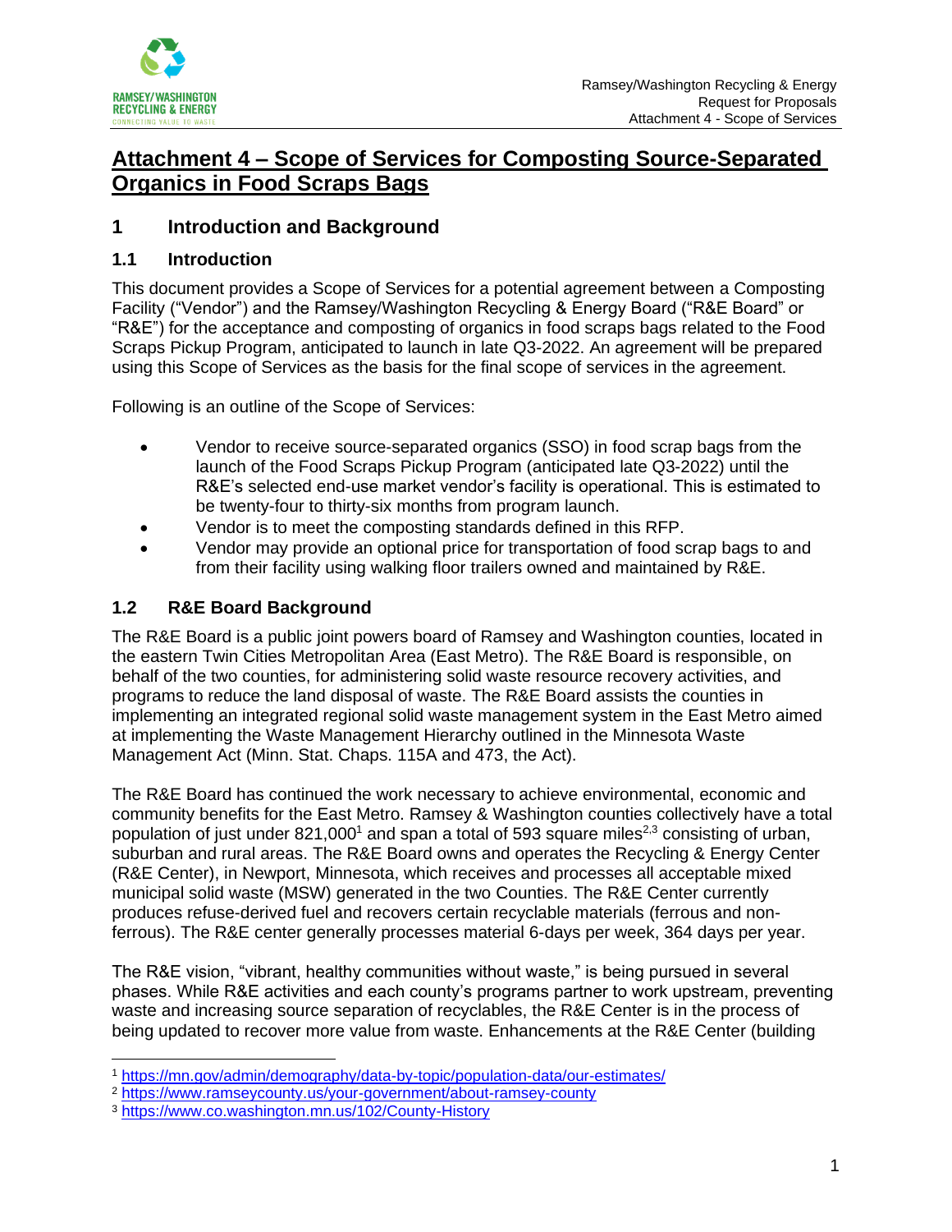# Attachment 4 – Scope of Services for Composting Source-Separated Organics in Food Scraps Bags

## 1 Introduction and Background

### 1.1 Introduction

This document provides a Scope of Services for a potential agreement between a Composting Facility ("Vendor") and the Ramsey/Washington Recycling & Energy Board ("R&E Board" or "R&E") for the acceptance and composting of organics in food scraps bags related to the Food Scraps Pickup Program, anticipated to launch in late Q3-2022. An agreement will be prepared using this Scope of Services as the basis for the final scope of services in the agreement.

Following is an outline of the Scope of Services:

- Vendor to receive source-separated organics (SSO) in food scrap bags from the launch of the Food Scraps Pickup Program (anticipated late Q3-2022) until the R&E's selected end-use market vendor's facility is operational. This is estimated to be twenty-four to thirty-six months from program launch.
- Vendor is to meet the composting standards defined in this RFP.
- Vendor may provide an optional price for transportation of food scrap bags to and from their facility using walking floor trailers owned and maintained by R&E.

### 1.2 R&E Board Background

The R&E Board is a public joint powers board of Ramsey and Washington counties, located in the eastern Twin Cities Metropolitan Area (East Metro). The R&E Board is responsible, on behalf of the two counties, for administering solid waste resource recovery activities, and programs to reduce the land disposal of waste. The R&E Board assists the counties in implementing an integrated regional solid waste management system in the East Metro aimed at implementing the Waste Management Hierarchy outlined in the Minnesota Waste Management Act (Minn. Stat. Chaps. 115A and 473, the Act).

The R&E Board has continued the work necessary to achieve environmental, economic and community benefits for the East Metro. Ramsey & Washington counties collectively have a total population of just under 821,000[1] and span a total of 593 square miles[2,3] consisting of urban, suburban and rural areas. The R&E Board owns and operates the Recycling & Energy Center (R&E Center), in Newport, Minnesota, which receives and processes all acceptable mixed municipal solid waste (MSW) generated in the two Counties. The R&E Center currently produces refuse-derived fuel and recovers certain recyclable materials (ferrous and non-ferrous). The R&E center generally processes material 6-days per week, 364 days per year.

The R&E vision, "vibrant, healthy communities without waste," is being pursued in several phases. While R&E activities and each county's programs partner to work upstream, preventing waste and increasing source separation of recyclables, the R&E Center is in the process of being updated to recover more value from waste. Enhancements at the R&E Center (building

---

[1] https://mn.gov/admin/demography/data-by-topic/population-data/our-estimates/

[2] https://www.ramseycounty.us/your-government/about-ramsey-county

[3] https://www.co.washington.mn.us/102/County-History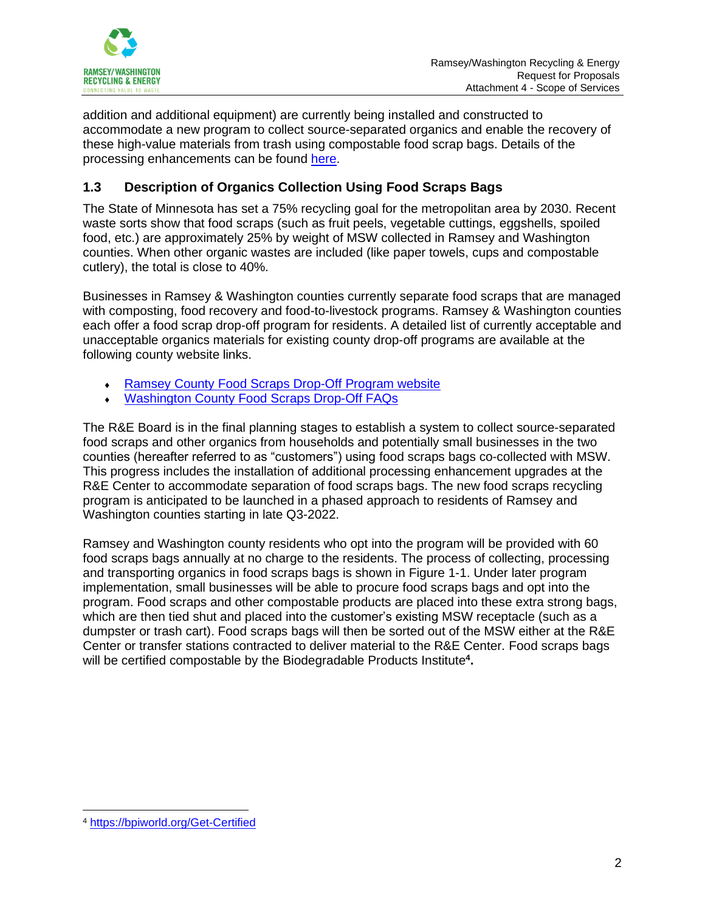addition and additional equipment) are currently being installed and constructed to accommodate a new program to collect source-separated organics and enable the recovery of these high-value materials from trash using compostable food scrap bags. Details of the processing enhancements can be found here.

## 1.3 Description of Organics Collection Using Food Scraps Bags

The State of Minnesota has set a 75% recycling goal for the metropolitan area by 2030. Recent waste sorts show that food scraps (such as fruit peels, vegetable cuttings, eggshells, spoiled food, etc.) are approximately 25% by weight of MSW collected in Ramsey and Washington counties. When other organic wastes are included (like paper towels, cups and compostable cutlery), the total is close to 40%.

Businesses in Ramsey & Washington counties currently separate food scraps that are managed with composting, food recovery and food-to-livestock programs. Ramsey & Washington counties each offer a food scrap drop-off program for residents. A detailed list of currently acceptable and unacceptable organics materials for existing county drop-off programs are available at the following county website links.

- Ramsey County Food Scraps Drop-Off Program website
- Washington County Food Scraps Drop-Off FAQs

The R&E Board is in the final planning stages to establish a system to collect source-separated food scraps and other organics from households and potentially small businesses in the two counties (hereafter referred to as "customers") using food scraps bags co-collected with MSW. This progress includes the installation of additional processing enhancement upgrades at the R&E Center to accommodate separation of food scraps bags. The new food scraps recycling program is anticipated to be launched in a phased approach to residents of Ramsey and Washington counties starting in late Q3-2022.

Ramsey and Washington county residents who opt into the program will be provided with 60 food scraps bags annually at no charge to the residents. The process of collecting, processing and transporting organics in food scraps bags is shown in Figure 1-1. Under later program implementation, small businesses will be able to procure food scraps bags and opt into the program. Food scraps and other compostable products are placed into these extra strong bags, which are then tied shut and placed into the customer's existing MSW receptacle (such as a dumpster or trash cart). Food scraps bags will then be sorted out of the MSW either at the R&E Center or transfer stations contracted to deliver material to the R&E Center. Food scraps bags will be certified compostable by the Biodegradable Products Institute[4].

[4] https://bpiworld.org/Get-Certified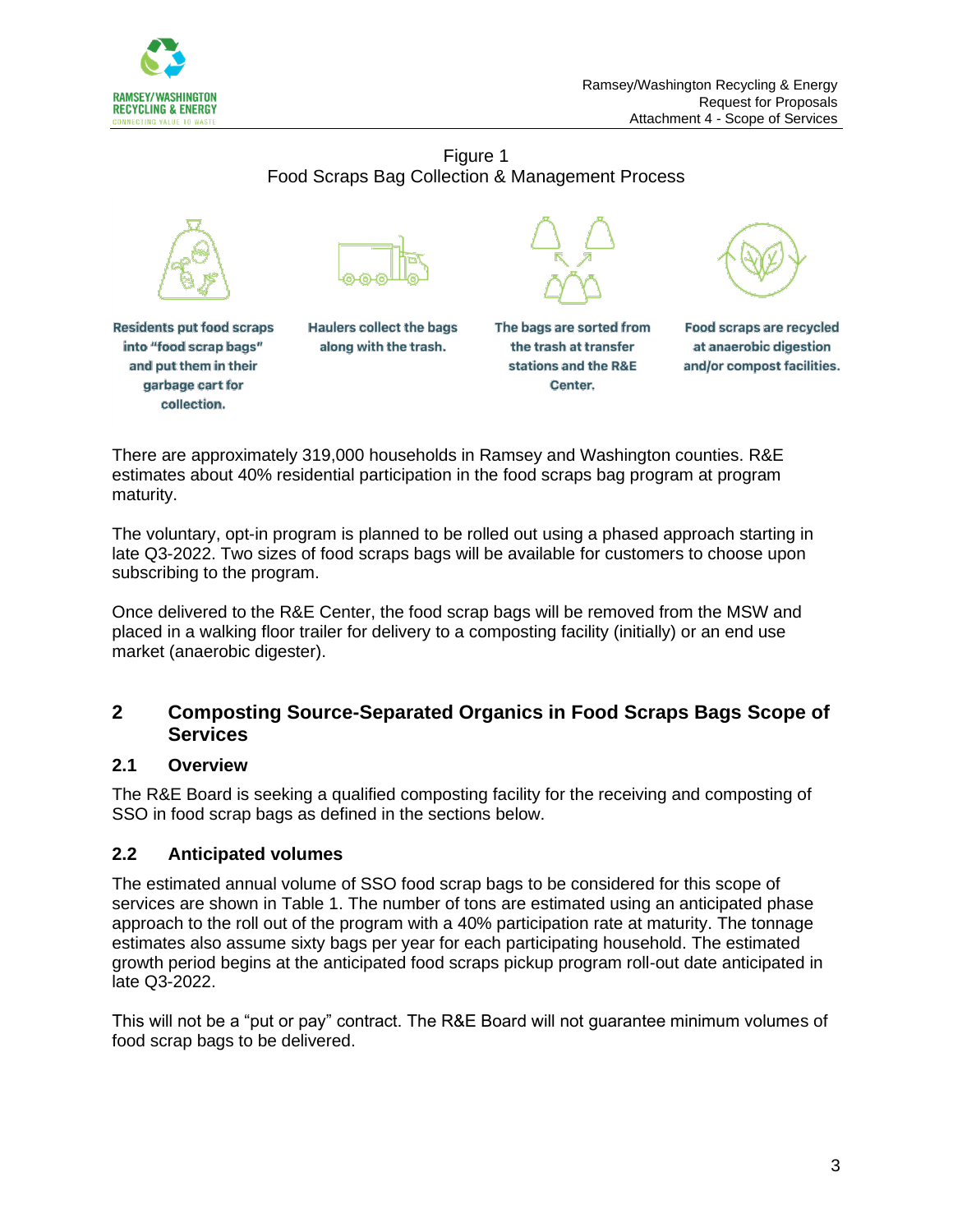Figure 1
Food Scraps Bag Collection & Management Process

Residents put food scraps into "food scrap bags" and put them in their garbage cart for collection.

Haulers collect the bags along with the trash.

The bags are sorted from the trash at transfer stations and the R&E Center.

Food scraps are recycled at anaerobic digestion and/or compost facilities.

There are approximately 319,000 households in Ramsey and Washington counties. R&E estimates about 40% residential participation in the food scraps bag program at program maturity.

The voluntary, opt-in program is planned to be rolled out using a phased approach starting in late Q3-2022. Two sizes of food scraps bags will be available for customers to choose upon subscribing to the program.

Once delivered to the R&E Center, the food scrap bags will be removed from the MSW and placed in a walking floor trailer for delivery to a composting facility (initially) or an end use market (anaerobic digester).

## 2 Composting Source-Separated Organics in Food Scraps Bags Scope of Services

### 2.1 Overview

The R&E Board is seeking a qualified composting facility for the receiving and composting of SSO in food scrap bags as defined in the sections below.

### 2.2 Anticipated volumes

The estimated annual volume of SSO food scrap bags to be considered for this scope of services are shown in Table 1. The number of tons are estimated using an anticipated phase approach to the roll out of the program with a 40% participation rate at maturity. The tonnage estimates also assume sixty bags per year for each participating household. The estimated growth period begins at the anticipated food scraps pickup program roll-out date anticipated in late Q3-2022.

This will not be a "put or pay" contract. The R&E Board will not guarantee minimum volumes of food scrap bags to be delivered.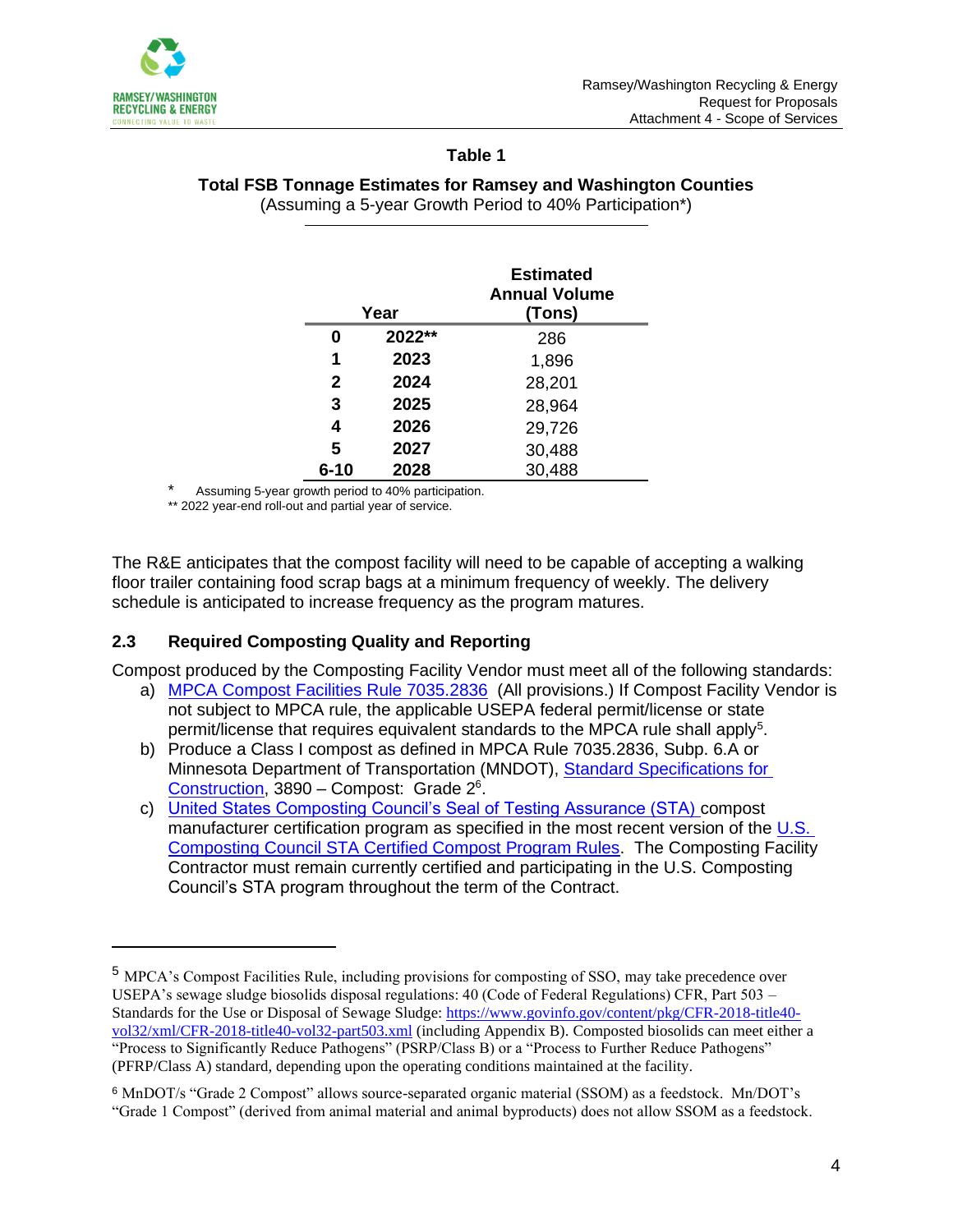**Table 1**

**Total FSB Tonnage Estimates for Ramsey and Washington Counties**
(Assuming a 5-year Growth Period to 40% Participation*)

| | Year | Estimated Annual Volume (Tons) |
|---|---|---|
| **0** | **2022**** | 286 |
| **1** | **2023** | 1,896 |
| **2** | **2024** | 28,201 |
| **3** | **2025** | 28,964 |
| **4** | **2026** | 29,726 |
| **5** | **2027** | 30,488 |
| **6-10** | **2028** | 30,488 |

\* Assuming 5-year growth period to 40% participation.
** 2022 year-end roll-out and partial year of service.

The R&E anticipates that the compost facility will need to be capable of accepting a walking floor trailer containing food scrap bags at a minimum frequency of weekly. The delivery schedule is anticipated to increase frequency as the program matures.

### 2.3 Required Composting Quality and Reporting

Compost produced by the Composting Facility Vendor must meet all of the following standards:

a) MPCA Compost Facilities Rule 7035.2836 (All provisions.) If Compost Facility Vendor is not subject to MPCA rule, the applicable USEPA federal permit/license or state permit/license that requires equivalent standards to the MPCA rule shall apply[5].
b) Produce a Class I compost as defined in MPCA Rule 7035.2836, Subp. 6.A or Minnesota Department of Transportation (MNDOT), Standard Specifications for Construction, 3890 – Compost: Grade 2[6].
c) United States Composting Council's Seal of Testing Assurance (STA) compost manufacturer certification program as specified in the most recent version of the U.S. Composting Council STA Certified Compost Program Rules. The Composting Facility Contractor must remain currently certified and participating in the U.S. Composting Council's STA program throughout the term of the Contract.

---

[5] MPCA's Compost Facilities Rule, including provisions for composting of SSO, may take precedence over USEPA's sewage sludge biosolids disposal regulations: 40 (Code of Federal Regulations) CFR, Part 503 – Standards for the Use or Disposal of Sewage Sludge: https://www.govinfo.gov/content/pkg/CFR-2018-title40-vol32/xml/CFR-2018-title40-vol32-part503.xml (including Appendix B). Composted biosolids can meet either a "Process to Significantly Reduce Pathogens" (PSRP/Class B) or a "Process to Further Reduce Pathogens" (PFRP/Class A) standard, depending upon the operating conditions maintained at the facility.

[6] MnDOT/s "Grade 2 Compost" allows source-separated organic material (SSOM) as a feedstock. Mn/DOT's "Grade 1 Compost" (derived from animal material and animal byproducts) does not allow SSOM as a feedstock.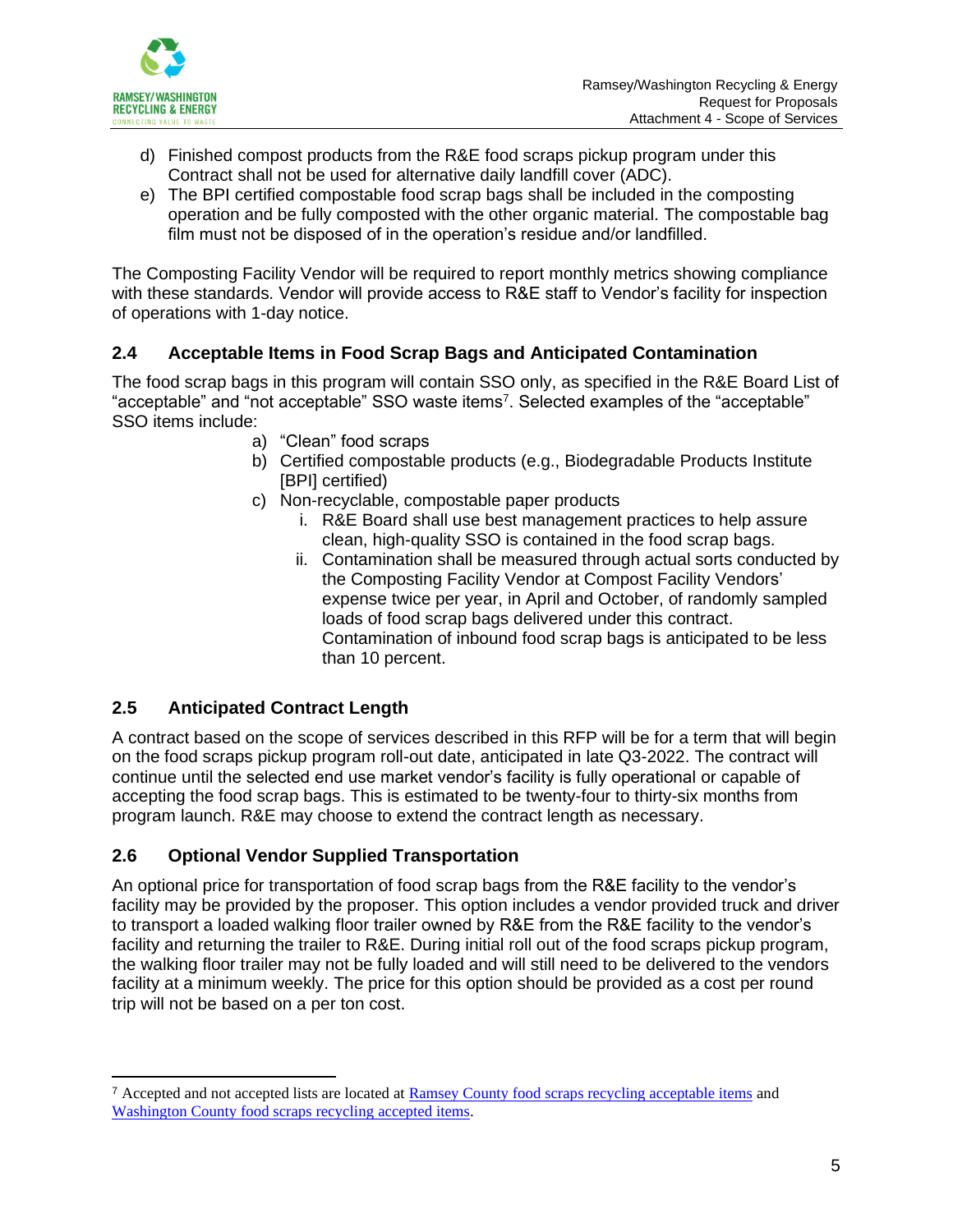d) Finished compost products from the R&E food scraps pickup program under this Contract shall not be used for alternative daily landfill cover (ADC).
e) The BPI certified compostable food scrap bags shall be included in the composting operation and be fully composted with the other organic material. The compostable bag film must not be disposed of in the operation's residue and/or landfilled.

The Composting Facility Vendor will be required to report monthly metrics showing compliance with these standards. Vendor will provide access to R&E staff to Vendor's facility for inspection of operations with 1-day notice.

## 2.4 Acceptable Items in Food Scrap Bags and Anticipated Contamination

The food scrap bags in this program will contain SSO only, as specified in the R&E Board List of "acceptable" and "not acceptable" SSO waste items[7]. Selected examples of the "acceptable" SSO items include:

a) "Clean" food scraps
b) Certified compostable products (e.g., Biodegradable Products Institute [BPI] certified)
c) Non-recyclable, compostable paper products
   i. R&E Board shall use best management practices to help assure clean, high-quality SSO is contained in the food scrap bags.
   ii. Contamination shall be measured through actual sorts conducted by the Composting Facility Vendor at Compost Facility Vendors' expense twice per year, in April and October, of randomly sampled loads of food scrap bags delivered under this contract. Contamination of inbound food scrap bags is anticipated to be less than 10 percent.

## 2.5 Anticipated Contract Length

A contract based on the scope of services described in this RFP will be for a term that will begin on the food scraps pickup program roll-out date, anticipated in late Q3-2022. The contract will continue until the selected end use market vendor's facility is fully operational or capable of accepting the food scrap bags. This is estimated to be twenty-four to thirty-six months from program launch. R&E may choose to extend the contract length as necessary.

## 2.6 Optional Vendor Supplied Transportation

An optional price for transportation of food scrap bags from the R&E facility to the vendor's facility may be provided by the proposer. This option includes a vendor provided truck and driver to transport a loaded walking floor trailer owned by R&E from the R&E facility to the vendor's facility and returning the trailer to R&E. During initial roll out of the food scraps pickup program, the walking floor trailer may not be fully loaded and will still need to be delivered to the vendors facility at a minimum weekly. The price for this option should be provided as a cost per round trip will not be based on a per ton cost.

---

[7] Accepted and not accepted lists are located at Ramsey County food scraps recycling acceptable items and Washington County food scraps recycling accepted items.